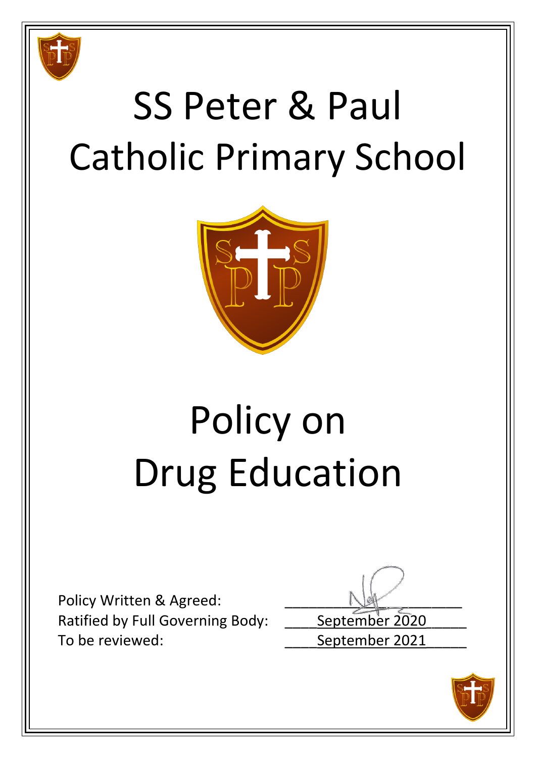# SS Peter & Paul Catholic Primary School

# Policy on Drug Education

Policy Written & Agreed: ______________________

Ratified by Full Governing Body: September 2020

To be reviewed: September 2021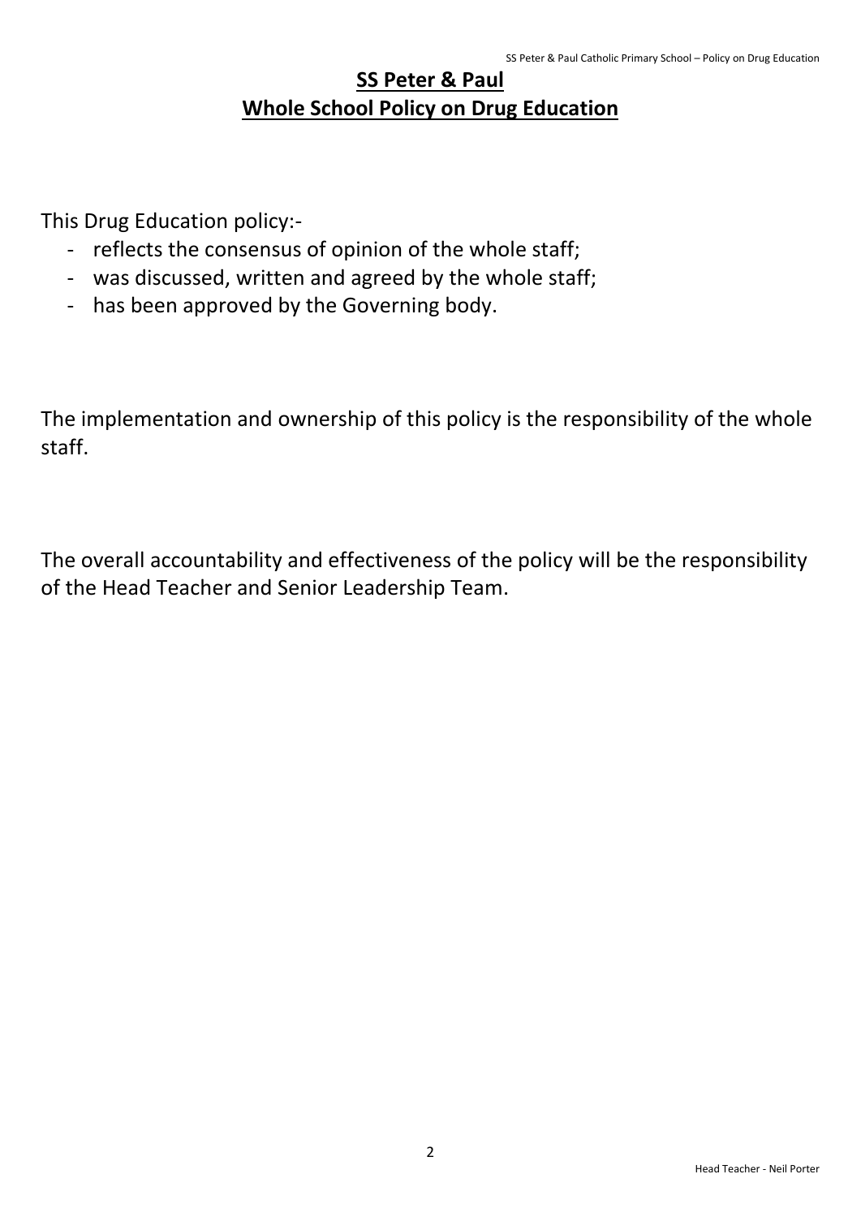# SS Peter & Paul
# Whole School Policy on Drug Education

This Drug Education policy:-

- reflects the consensus of opinion of the whole staff;
- was discussed, written and agreed by the whole staff;
- has been approved by the Governing body.

The implementation and ownership of this policy is the responsibility of the whole staff.

The overall accountability and effectiveness of the policy will be the responsibility of the Head Teacher and Senior Leadership Team.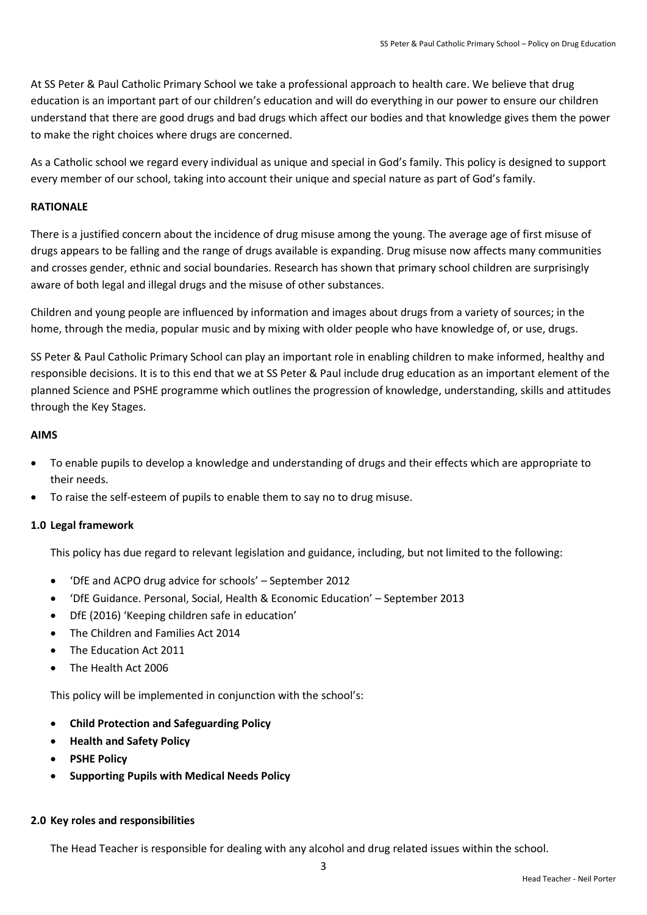At SS Peter & Paul Catholic Primary School we take a professional approach to health care. We believe that drug education is an important part of our children's education and will do everything in our power to ensure our children understand that there are good drugs and bad drugs which affect our bodies and that knowledge gives them the power to make the right choices where drugs are concerned.

As a Catholic school we regard every individual as unique and special in God's family. This policy is designed to support every member of our school, taking into account their unique and special nature as part of God's family.

**RATIONALE**

There is a justified concern about the incidence of drug misuse among the young. The average age of first misuse of drugs appears to be falling and the range of drugs available is expanding. Drug misuse now affects many communities and crosses gender, ethnic and social boundaries. Research has shown that primary school children are surprisingly aware of both legal and illegal drugs and the misuse of other substances.

Children and young people are influenced by information and images about drugs from a variety of sources; in the home, through the media, popular music and by mixing with older people who have knowledge of, or use, drugs.

SS Peter & Paul Catholic Primary School can play an important role in enabling children to make informed, healthy and responsible decisions. It is to this end that we at SS Peter & Paul include drug education as an important element of the planned Science and PSHE programme which outlines the progression of knowledge, understanding, skills and attitudes through the Key Stages.

**AIMS**

- To enable pupils to develop a knowledge and understanding of drugs and their effects which are appropriate to their needs.
- To raise the self-esteem of pupils to enable them to say no to drug misuse.

**1.0 Legal framework**

This policy has due regard to relevant legislation and guidance, including, but not limited to the following:

- 'DfE and ACPO drug advice for schools' – September 2012
- 'DfE Guidance. Personal, Social, Health & Economic Education' – September 2013
- DfE (2016) 'Keeping children safe in education'
- The Children and Families Act 2014
- The Education Act 2011
- The Health Act 2006

This policy will be implemented in conjunction with the school's:

- **Child Protection and Safeguarding Policy**
- **Health and Safety Policy**
- **PSHE Policy**
- **Supporting Pupils with Medical Needs Policy**

**2.0 Key roles and responsibilities**

The Head Teacher is responsible for dealing with any alcohol and drug related issues within the school.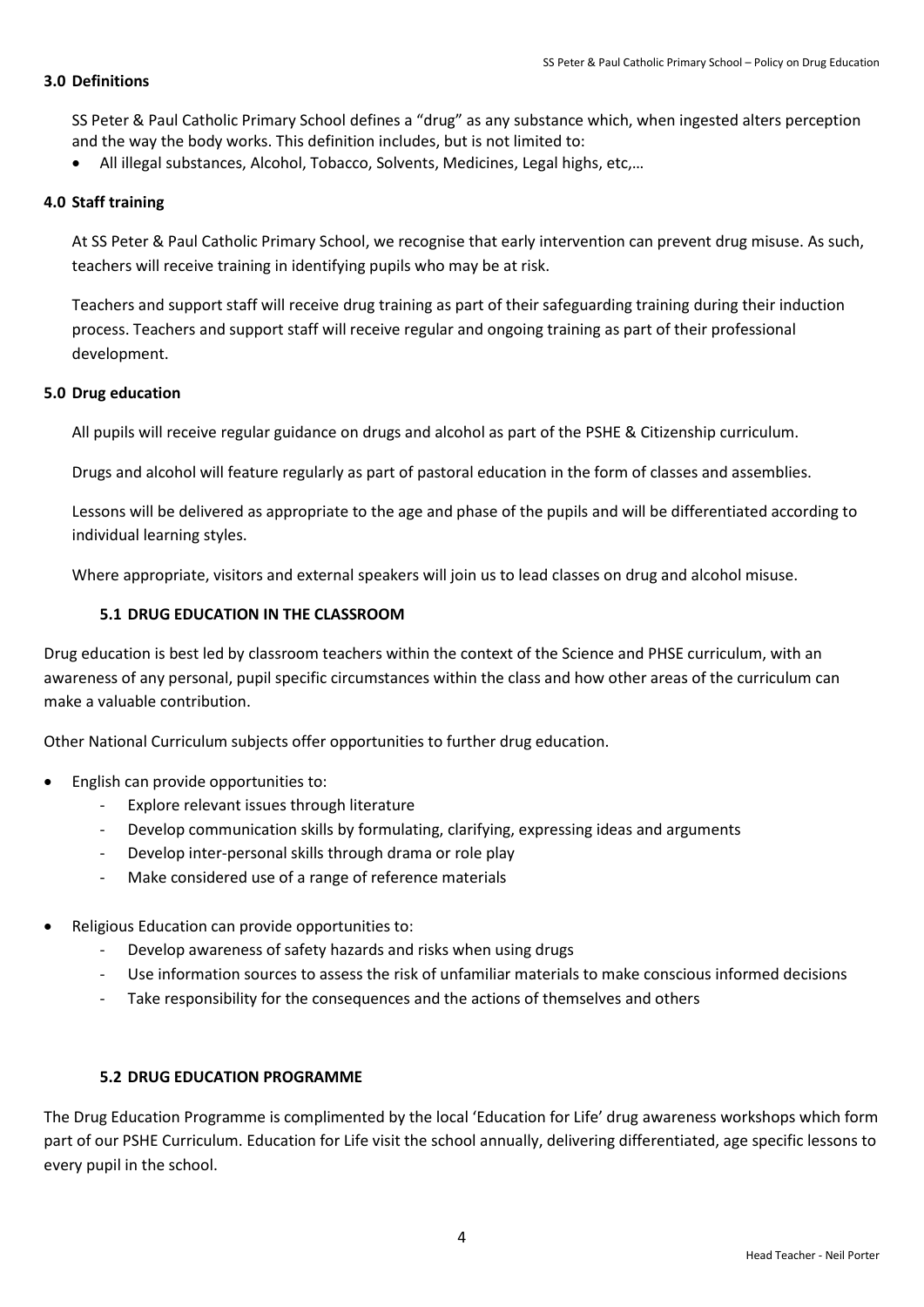## 3.0 Definitions

SS Peter & Paul Catholic Primary School defines a "drug" as any substance which, when ingested alters perception and the way the body works. This definition includes, but is not limited to:

- All illegal substances, Alcohol, Tobacco, Solvents, Medicines, Legal highs, etc,…

## 4.0 Staff training

At SS Peter & Paul Catholic Primary School, we recognise that early intervention can prevent drug misuse. As such, teachers will receive training in identifying pupils who may be at risk.

Teachers and support staff will receive drug training as part of their safeguarding training during their induction process. Teachers and support staff will receive regular and ongoing training as part of their professional development.

## 5.0 Drug education

All pupils will receive regular guidance on drugs and alcohol as part of the PSHE & Citizenship curriculum.

Drugs and alcohol will feature regularly as part of pastoral education in the form of classes and assemblies.

Lessons will be delivered as appropriate to the age and phase of the pupils and will be differentiated according to individual learning styles.

Where appropriate, visitors and external speakers will join us to lead classes on drug and alcohol misuse.

### 5.1 DRUG EDUCATION IN THE CLASSROOM

Drug education is best led by classroom teachers within the context of the Science and PHSE curriculum, with an awareness of any personal, pupil specific circumstances within the class and how other areas of the curriculum can make a valuable contribution.

Other National Curriculum subjects offer opportunities to further drug education.

- English can provide opportunities to:
  - Explore relevant issues through literature
  - Develop communication skills by formulating, clarifying, expressing ideas and arguments
  - Develop inter-personal skills through drama or role play
  - Make considered use of a range of reference materials
- Religious Education can provide opportunities to:
  - Develop awareness of safety hazards and risks when using drugs
  - Use information sources to assess the risk of unfamiliar materials to make conscious informed decisions
  - Take responsibility for the consequences and the actions of themselves and others

### 5.2 DRUG EDUCATION PROGRAMME

The Drug Education Programme is complimented by the local 'Education for Life' drug awareness workshops which form part of our PSHE Curriculum. Education for Life visit the school annually, delivering differentiated, age specific lessons to every pupil in the school.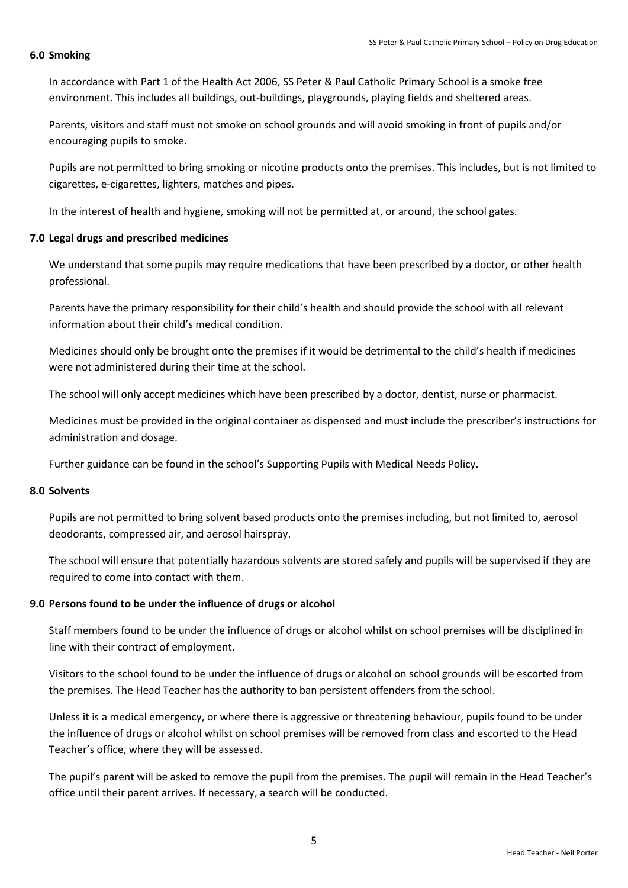## 6.0 Smoking

In accordance with Part 1 of the Health Act 2006, SS Peter & Paul Catholic Primary School is a smoke free environment. This includes all buildings, out-buildings, playgrounds, playing fields and sheltered areas.

Parents, visitors and staff must not smoke on school grounds and will avoid smoking in front of pupils and/or encouraging pupils to smoke.

Pupils are not permitted to bring smoking or nicotine products onto the premises. This includes, but is not limited to cigarettes, e-cigarettes, lighters, matches and pipes.

In the interest of health and hygiene, smoking will not be permitted at, or around, the school gates.

## 7.0 Legal drugs and prescribed medicines

We understand that some pupils may require medications that have been prescribed by a doctor, or other health professional.

Parents have the primary responsibility for their child's health and should provide the school with all relevant information about their child's medical condition.

Medicines should only be brought onto the premises if it would be detrimental to the child's health if medicines were not administered during their time at the school.

The school will only accept medicines which have been prescribed by a doctor, dentist, nurse or pharmacist.

Medicines must be provided in the original container as dispensed and must include the prescriber's instructions for administration and dosage.

Further guidance can be found in the school's Supporting Pupils with Medical Needs Policy.

## 8.0 Solvents

Pupils are not permitted to bring solvent based products onto the premises including, but not limited to, aerosol deodorants, compressed air, and aerosol hairspray.

The school will ensure that potentially hazardous solvents are stored safely and pupils will be supervised if they are required to come into contact with them.

## 9.0 Persons found to be under the influence of drugs or alcohol

Staff members found to be under the influence of drugs or alcohol whilst on school premises will be disciplined in line with their contract of employment.

Visitors to the school found to be under the influence of drugs or alcohol on school grounds will be escorted from the premises. The Head Teacher has the authority to ban persistent offenders from the school.

Unless it is a medical emergency, or where there is aggressive or threatening behaviour, pupils found to be under the influence of drugs or alcohol whilst on school premises will be removed from class and escorted to the Head Teacher's office, where they will be assessed.

The pupil's parent will be asked to remove the pupil from the premises. The pupil will remain in the Head Teacher's office until their parent arrives. If necessary, a search will be conducted.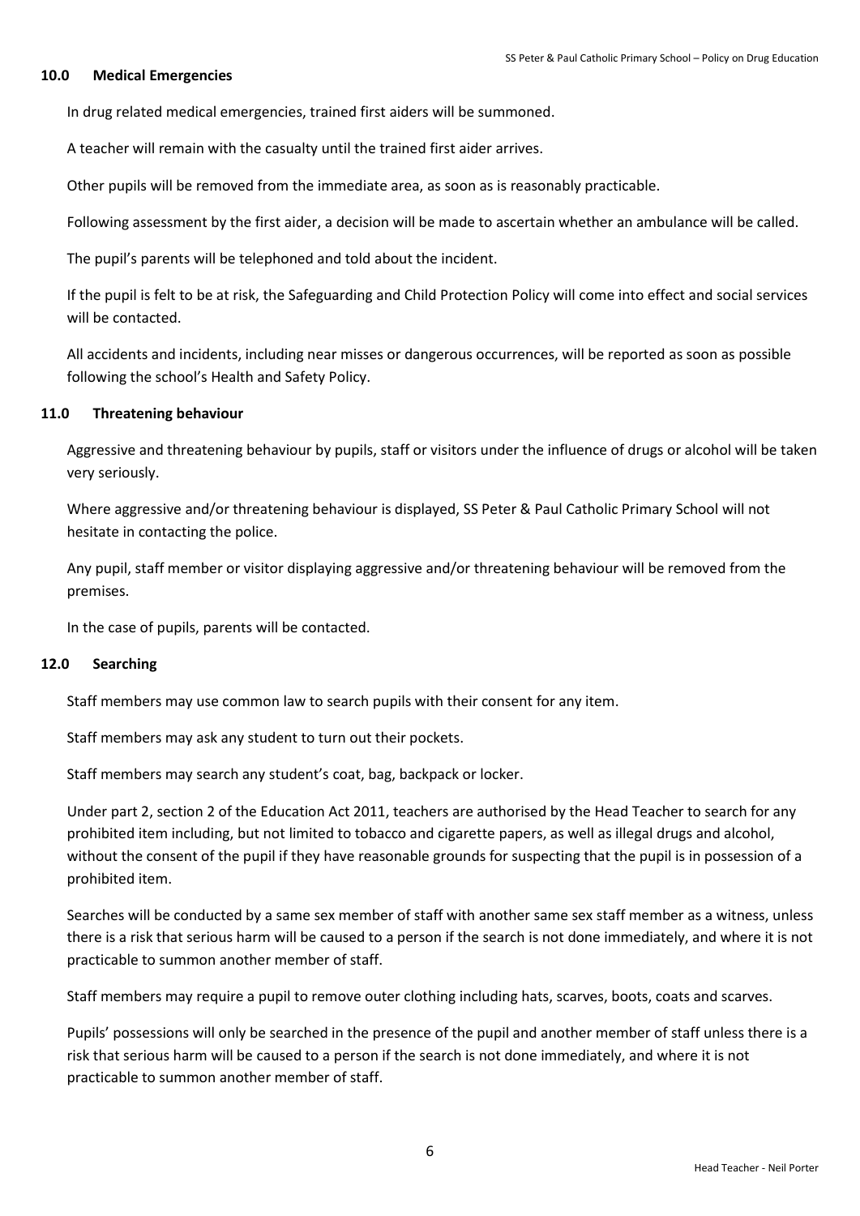## 10.0 Medical Emergencies

In drug related medical emergencies, trained first aiders will be summoned.

A teacher will remain with the casualty until the trained first aider arrives.

Other pupils will be removed from the immediate area, as soon as is reasonably practicable.

Following assessment by the first aider, a decision will be made to ascertain whether an ambulance will be called.

The pupil's parents will be telephoned and told about the incident.

If the pupil is felt to be at risk, the Safeguarding and Child Protection Policy will come into effect and social services will be contacted.

All accidents and incidents, including near misses or dangerous occurrences, will be reported as soon as possible following the school's Health and Safety Policy.

## 11.0 Threatening behaviour

Aggressive and threatening behaviour by pupils, staff or visitors under the influence of drugs or alcohol will be taken very seriously.

Where aggressive and/or threatening behaviour is displayed, SS Peter & Paul Catholic Primary School will not hesitate in contacting the police.

Any pupil, staff member or visitor displaying aggressive and/or threatening behaviour will be removed from the premises.

In the case of pupils, parents will be contacted.

## 12.0 Searching

Staff members may use common law to search pupils with their consent for any item.

Staff members may ask any student to turn out their pockets.

Staff members may search any student's coat, bag, backpack or locker.

Under part 2, section 2 of the Education Act 2011, teachers are authorised by the Head Teacher to search for any prohibited item including, but not limited to tobacco and cigarette papers, as well as illegal drugs and alcohol, without the consent of the pupil if they have reasonable grounds for suspecting that the pupil is in possession of a prohibited item.

Searches will be conducted by a same sex member of staff with another same sex staff member as a witness, unless there is a risk that serious harm will be caused to a person if the search is not done immediately, and where it is not practicable to summon another member of staff.

Staff members may require a pupil to remove outer clothing including hats, scarves, boots, coats and scarves.

Pupils' possessions will only be searched in the presence of the pupil and another member of staff unless there is a risk that serious harm will be caused to a person if the search is not done immediately, and where it is not practicable to summon another member of staff.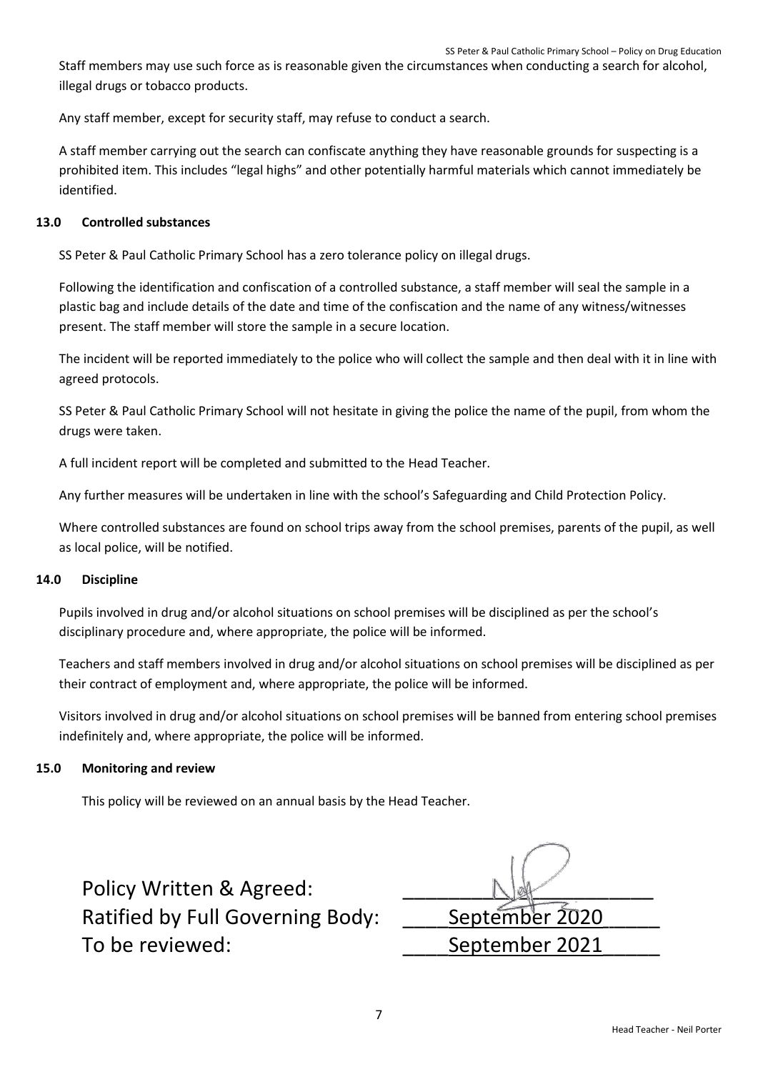Staff members may use such force as is reasonable given the circumstances when conducting a search for alcohol, illegal drugs or tobacco products.

Any staff member, except for security staff, may refuse to conduct a search.

A staff member carrying out the search can confiscate anything they have reasonable grounds for suspecting is a prohibited item. This includes "legal highs" and other potentially harmful materials which cannot immediately be identified.

### 13.0 Controlled substances

SS Peter & Paul Catholic Primary School has a zero tolerance policy on illegal drugs.

Following the identification and confiscation of a controlled substance, a staff member will seal the sample in a plastic bag and include details of the date and time of the confiscation and the name of any witness/witnesses present. The staff member will store the sample in a secure location.

The incident will be reported immediately to the police who will collect the sample and then deal with it in line with agreed protocols.

SS Peter & Paul Catholic Primary School will not hesitate in giving the police the name of the pupil, from whom the drugs were taken.

A full incident report will be completed and submitted to the Head Teacher.

Any further measures will be undertaken in line with the school's Safeguarding and Child Protection Policy.

Where controlled substances are found on school trips away from the school premises, parents of the pupil, as well as local police, will be notified.

### 14.0 Discipline

Pupils involved in drug and/or alcohol situations on school premises will be disciplined as per the school's disciplinary procedure and, where appropriate, the police will be informed.

Teachers and staff members involved in drug and/or alcohol situations on school premises will be disciplined as per their contract of employment and, where appropriate, the police will be informed.

Visitors involved in drug and/or alcohol situations on school premises will be banned from entering school premises indefinitely and, where appropriate, the police will be informed.

### 15.0 Monitoring and review

This policy will be reviewed on an annual basis by the Head Teacher.

Policy Written & Agreed: ____________________

Ratified by Full Governing Body: ____September 2020____

To be reviewed: ____September 2021____

Head Teacher - Neil Porter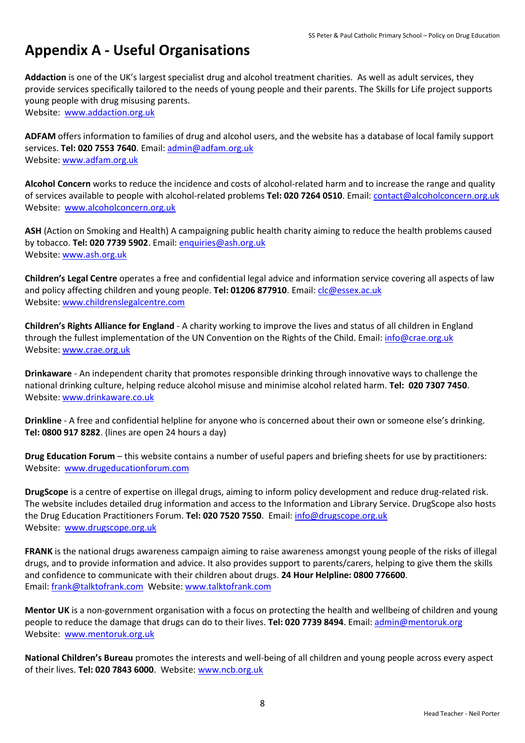# Appendix A - Useful Organisations

**Addaction** is one of the UK's largest specialist drug and alcohol treatment charities. As well as adult services, they provide services specifically tailored to the needs of young people and their parents. The Skills for Life project supports young people with drug misusing parents.
Website: www.addaction.org.uk

**ADFAM** offers information to families of drug and alcohol users, and the website has a database of local family support services. **Tel: 020 7553 7640**. Email: admin@adfam.org.uk
Website: www.adfam.org.uk

**Alcohol Concern** works to reduce the incidence and costs of alcohol-related harm and to increase the range and quality of services available to people with alcohol-related problems **Tel: 020 7264 0510**. Email: contact@alcoholconcern.org.uk
Website: www.alcoholconcern.org.uk

**ASH** (Action on Smoking and Health) A campaigning public health charity aiming to reduce the health problems caused by tobacco. **Tel: 020 7739 5902**. Email: enquiries@ash.org.uk
Website: www.ash.org.uk

**Children's Legal Centre** operates a free and confidential legal advice and information service covering all aspects of law and policy affecting children and young people. **Tel: 01206 877910**. Email: clc@essex.ac.uk
Website: www.childrenslegalcentre.com

**Children's Rights Alliance for England** - A charity working to improve the lives and status of all children in England through the fullest implementation of the UN Convention on the Rights of the Child. Email: info@crae.org.uk
Website: www.crae.org.uk

**Drinkaware** - An independent charity that promotes responsible drinking through innovative ways to challenge the national drinking culture, helping reduce alcohol misuse and minimise alcohol related harm. **Tel: 020 7307 7450**.
Website: www.drinkaware.co.uk

**Drinkline** - A free and confidential helpline for anyone who is concerned about their own or someone else's drinking. **Tel: 0800 917 8282**. (lines are open 24 hours a day)

**Drug Education Forum** – this website contains a number of useful papers and briefing sheets for use by practitioners:
Website: www.drugeducationforum.com

**DrugScope** is a centre of expertise on illegal drugs, aiming to inform policy development and reduce drug-related risk. The website includes detailed drug information and access to the Information and Library Service. DrugScope also hosts the Drug Education Practitioners Forum. **Tel: 020 7520 7550**. Email: info@drugscope.org.uk
Website: www.drugscope.org.uk

**FRANK** is the national drugs awareness campaign aiming to raise awareness amongst young people of the risks of illegal drugs, and to provide information and advice. It also provides support to parents/carers, helping to give them the skills and confidence to communicate with their children about drugs. **24 Hour Helpline: 0800 776600**.
Email: frank@talktofrank.com Website: www.talktofrank.com

**Mentor UK** is a non-government organisation with a focus on protecting the health and wellbeing of children and young people to reduce the damage that drugs can do to their lives. **Tel: 020 7739 8494**. Email: admin@mentoruk.org
Website: www.mentoruk.org.uk

**National Children's Bureau** promotes the interests and well-being of all children and young people across every aspect of their lives. **Tel: 020 7843 6000**. Website: www.ncb.org.uk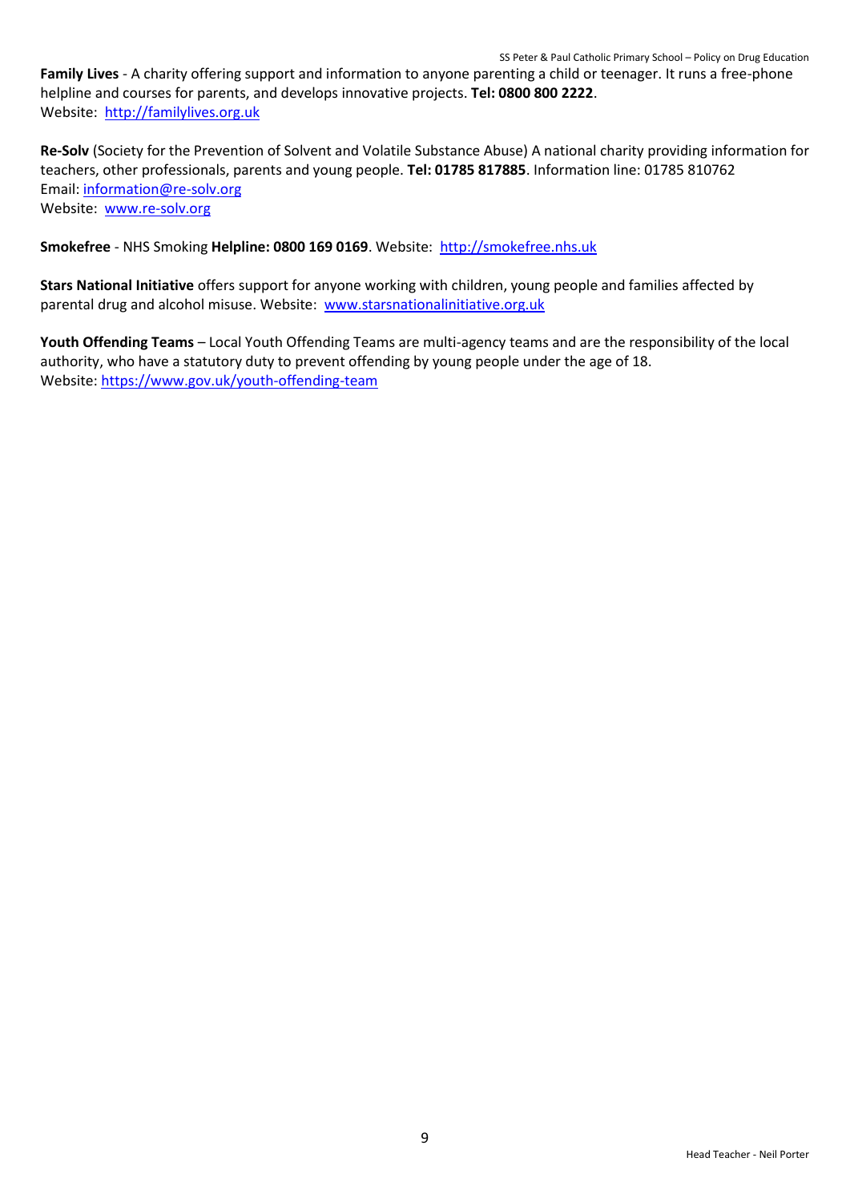**Family Lives** - A charity offering support and information to anyone parenting a child or teenager. It runs a free-phone helpline and courses for parents, and develops innovative projects. **Tel: 0800 800 2222**.
Website: http://familylives.org.uk

**Re-Solv** (Society for the Prevention of Solvent and Volatile Substance Abuse) A national charity providing information for teachers, other professionals, parents and young people. **Tel: 01785 817885**. Information line: 01785 810762
Email: information@re-solv.org
Website: www.re-solv.org

**Smokefree** - NHS Smoking **Helpline: 0800 169 0169**. Website: http://smokefree.nhs.uk

**Stars National Initiative** offers support for anyone working with children, young people and families affected by parental drug and alcohol misuse. Website: www.starsnationalinitiative.org.uk

**Youth Offending Teams** – Local Youth Offending Teams are multi-agency teams and are the responsibility of the local authority, who have a statutory duty to prevent offending by young people under the age of 18.
Website: https://www.gov.uk/youth-offending-team